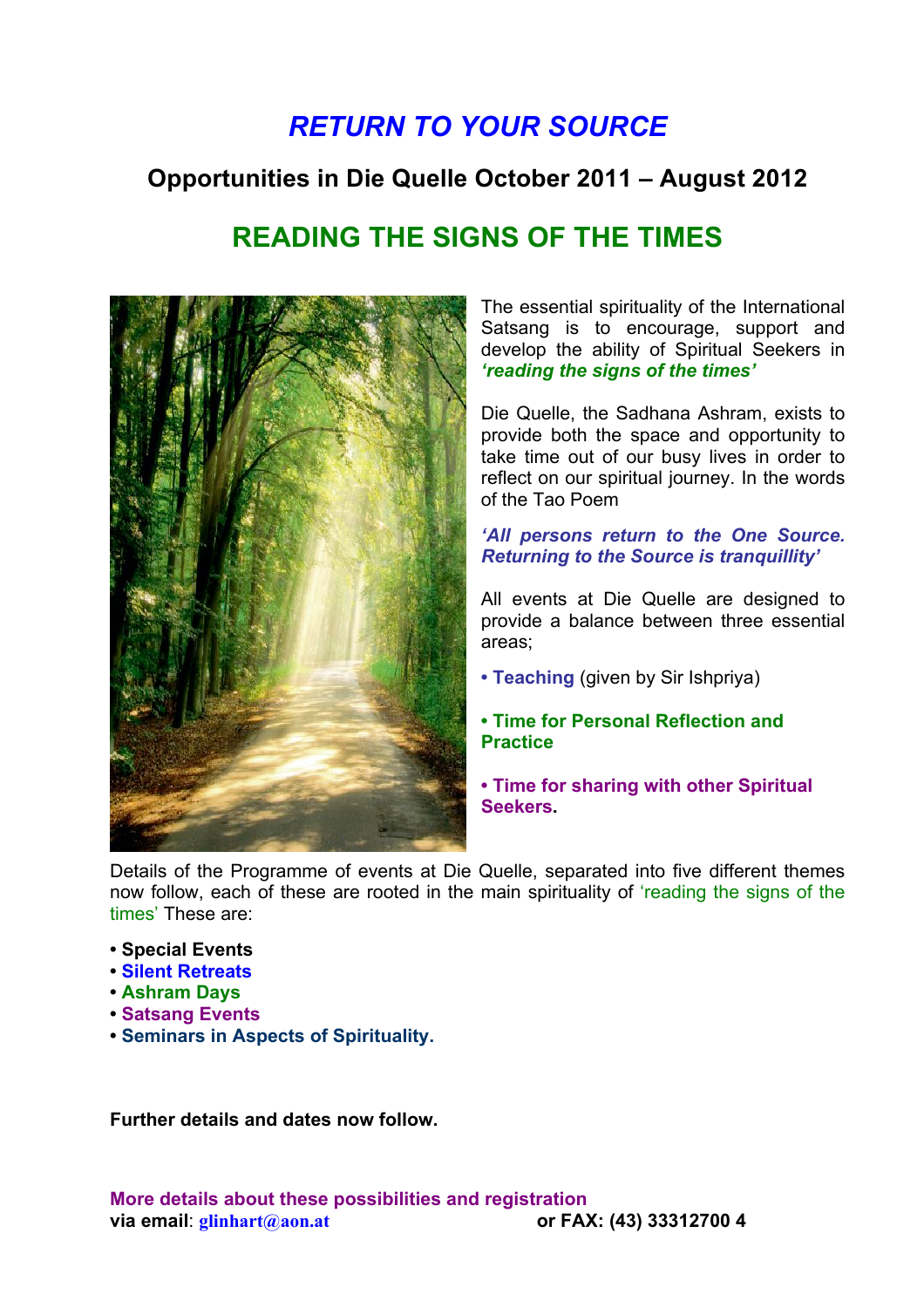# *RETURN TO YOUR SOURCE*

## Opportunities in Die Quelle October 2011 – August 2012

## READING THE SIGNS OF THE TIMES

The essential spirituality of the International Satsang is to encourage, support and develop the ability of Spiritual Seekers in ***'reading the signs of the times'***

Die Quelle, the Sadhana Ashram, exists to provide both the space and opportunity to take time out of our busy lives in order to reflect on our spiritual journey. In the words of the Tao Poem

***'All persons return to the One Source. Returning to the Source is tranquillity'***

All events at Die Quelle are designed to provide a balance between three essential areas;

- **Teaching** (given by Sir Ishpriya)
- **Time for Personal Reflection and Practice**
- **Time for sharing with other Spiritual Seekers.**

Details of the Programme of events at Die Quelle, separated into five different themes now follow, each of these are rooted in the main spirituality of 'reading the signs of the times' These are:

- **Special Events**
- **Silent Retreats**
- **Ashram Days**
- **Satsang Events**
- **Seminars in Aspects of Spirituality.**

**Further details and dates now follow.**

**More details about these possibilities and registration**
**via email**: **glinhart@aon.at** **or FAX: (43) 33312700 4**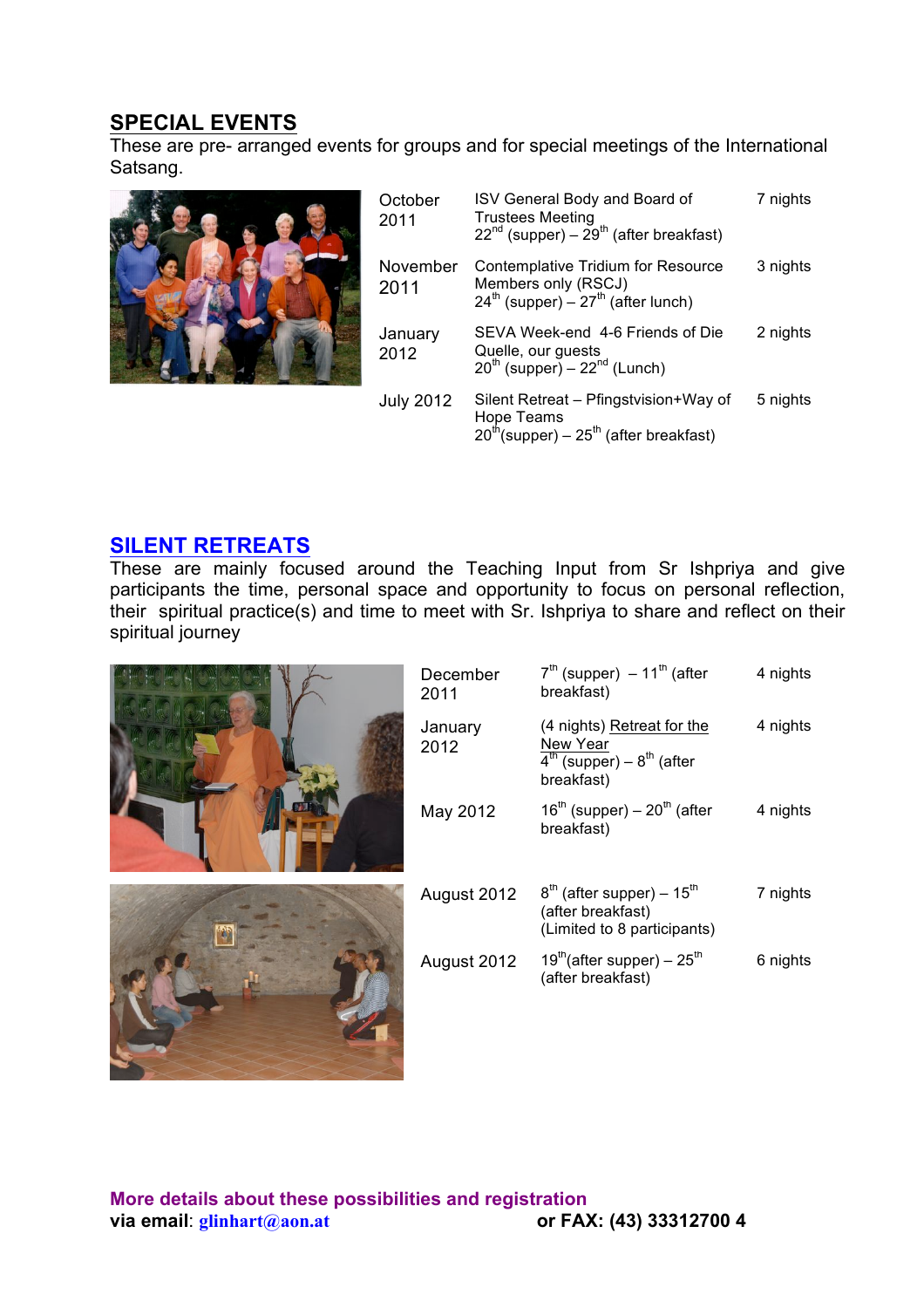## SPECIAL EVENTS

These are pre- arranged events for groups and for special meetings of the International Satsang.

| | | |
|---|---|---|
| October 2011 | ISV General Body and Board of Trustees Meeting<br>22nd (supper) – 29th (after breakfast) | 7 nights |
| November 2011 | Contemplative Tridium for Resource Members only (RSCJ)<br>24th (supper) – 27th (after lunch) | 3 nights |
| January 2012 | SEVA Week-end 4-6 Friends of Die Quelle, our guests<br>20th (supper) – 22nd (Lunch) | 2 nights |
| July 2012 | Silent Retreat – Pfingstvision+Way of Hope Teams<br>20th(supper) – 25th (after breakfast) | 5 nights |

## SILENT RETREATS

These are mainly focused around the Teaching Input from Sr Ishpriya and give participants the time, personal space and opportunity to focus on personal reflection, their spiritual practice(s) and time to meet with Sr. Ishpriya to share and reflect on their spiritual journey

| | | |
|---|---|---|
| December 2011 | 7th (supper) – 11th (after breakfast) | 4 nights |
| January 2012 | (4 nights) Retreat for the New Year<br>4th (supper) – 8th (after breakfast) | 4 nights |
| May 2012 | 16th (supper) – 20th (after breakfast) | 4 nights |
| August 2012 | 8th (after supper) – 15th (after breakfast)<br>(Limited to 8 participants) | 7 nights |
| August 2012 | 19th(after supper) – 25th (after breakfast) | 6 nights |

**More details about these possibilities and registration**
**via email**: **glinhart@aon.at** **or FAX: (43) 33312700 4**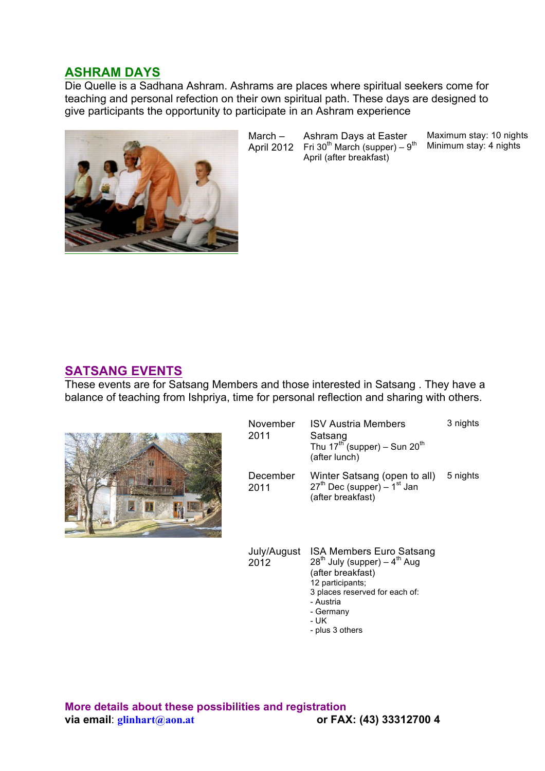## ASHRAM DAYS

Die Quelle is a Sadhana Ashram. Ashrams are places where spiritual seekers come for teaching and personal refection on their own spiritual path. These days are designed to give participants the opportunity to participate in an Ashram experience

| | | |
|---|---|---|
| March – April 2012 | Ashram Days at Easter<br>Fri 30th March (supper) – 9th April (after breakfast) | Maximum stay: 10 nights<br>Minimum stay: 4 nights |

## SATSANG EVENTS

These events are for Satsang Members and those interested in Satsang . They have a balance of teaching from Ishpriya, time for personal reflection and sharing with others.

| | | |
|---|---|---|
| November 2011 | ISV Austria Members Satsang<br>Thu 17th (supper) – Sun 20th (after lunch) | 3 nights |
| December 2011 | Winter Satsang (open to all)<br>27th Dec (supper) – 1st Jan (after breakfast) | 5 nights |
| July/August 2012 | ISA Members Euro Satsang<br>28th July (supper) – 4th Aug (after breakfast)<br>12 participants;<br>3 places reserved for each of:<br>- Austria<br>- Germany<br>- UK<br>- plus 3 others | |

**More details about these possibilities and registration**
**via email**: **glinhart@aon.at** **or FAX: (43) 33312700 4**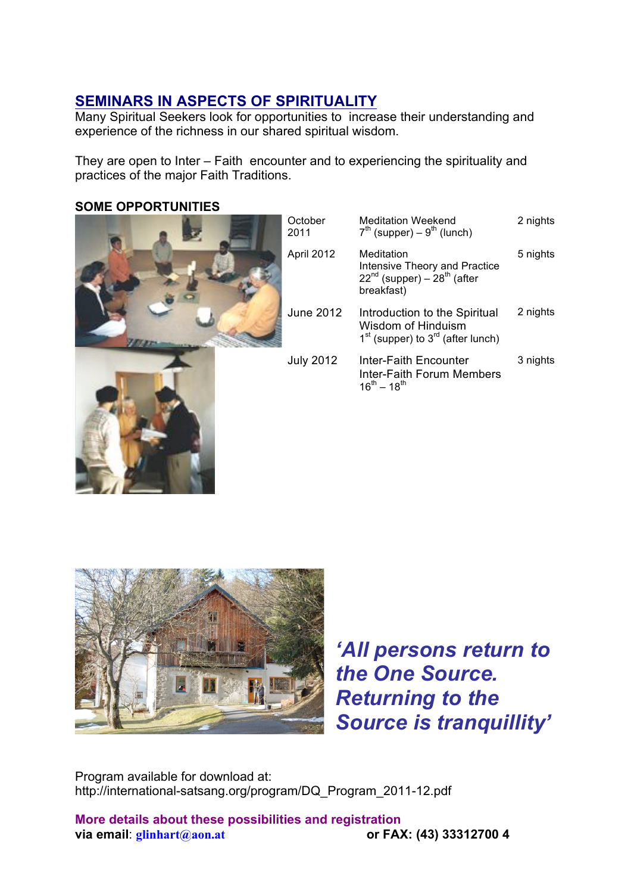## SEMINARS IN ASPECTS OF SPIRITUALITY

Many Spiritual Seekers look for opportunities to increase their understanding and experience of the richness in our shared spiritual wisdom.

They are open to Inter – Faith encounter and to experiencing the spirituality and practices of the major Faith Traditions.

**SOME OPPORTUNITIES**

| | | |
|---|---|---|
| October 2011 | Meditation Weekend<br>7th (supper) – 9th (lunch) | 2 nights |
| April 2012 | Meditation<br>Intensive Theory and Practice<br>22nd (supper) – 28th (after breakfast) | 5 nights |
| June 2012 | Introduction to the Spiritual Wisdom of Hinduism<br>1st (supper) to 3rd (after lunch) | 2 nights |
| July 2012 | Inter-Faith Encounter<br>Inter-Faith Forum Members<br>16th – 18th | 3 nights |

***'All persons return to the One Source. Returning to the Source is tranquillity'***

Program available for download at:
http://international-satsang.org/program/DQ_Program_2011-12.pdf

**More details about these possibilities and registration**
**via email**: **glinhart@aon.at** **or FAX: (43) 33312700 4**